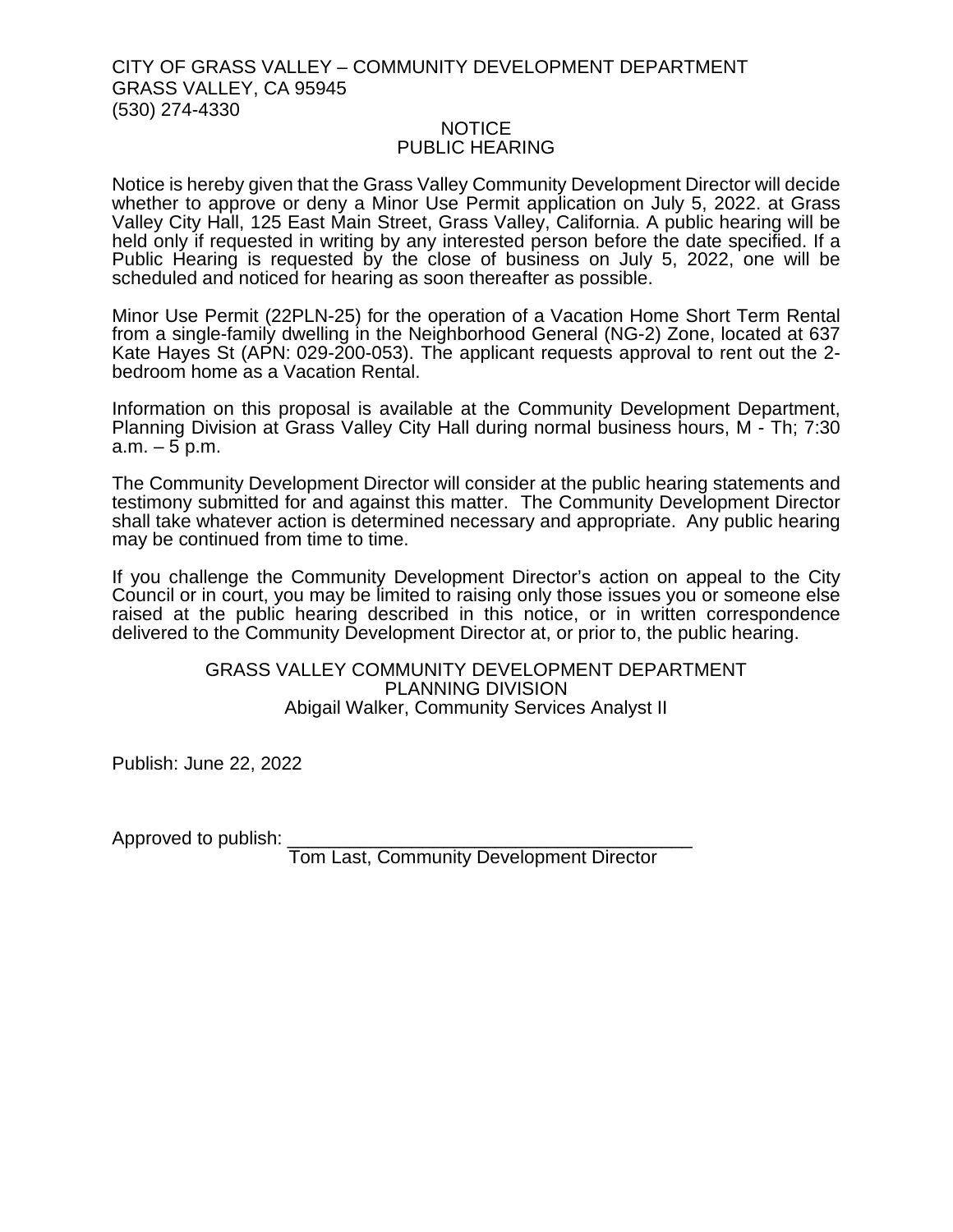CITY OF GRASS VALLEY – COMMUNITY DEVELOPMENT DEPARTMENT
GRASS VALLEY, CA 95945
(530) 274-4330

# NOTICE
# PUBLIC HEARING

Notice is hereby given that the Grass Valley Community Development Director will decide whether to approve or deny a Minor Use Permit application on July 5, 2022. at Grass Valley City Hall, 125 East Main Street, Grass Valley, California. A public hearing will be held only if requested in writing by any interested person before the date specified. If a Public Hearing is requested by the close of business on July 5, 2022, one will be scheduled and noticed for hearing as soon thereafter as possible.

Minor Use Permit (22PLN-25) for the operation of a Vacation Home Short Term Rental from a single-family dwelling in the Neighborhood General (NG-2) Zone, located at 637 Kate Hayes St (APN: 029-200-053). The applicant requests approval to rent out the 2-bedroom home as a Vacation Rental.

Information on this proposal is available at the Community Development Department, Planning Division at Grass Valley City Hall during normal business hours, M - Th; 7:30 a.m. – 5 p.m.

The Community Development Director will consider at the public hearing statements and testimony submitted for and against this matter. The Community Development Director shall take whatever action is determined necessary and appropriate. Any public hearing may be continued from time to time.

If you challenge the Community Development Director's action on appeal to the City Council or in court, you may be limited to raising only those issues you or someone else raised at the public hearing described in this notice, or in written correspondence delivered to the Community Development Director at, or prior to, the public hearing.

GRASS VALLEY COMMUNITY DEVELOPMENT DEPARTMENT
PLANNING DIVISION
Abigail Walker, Community Services Analyst II

Publish: June 22, 2022

Approved to publish: ______________________________________
Tom Last, Community Development Director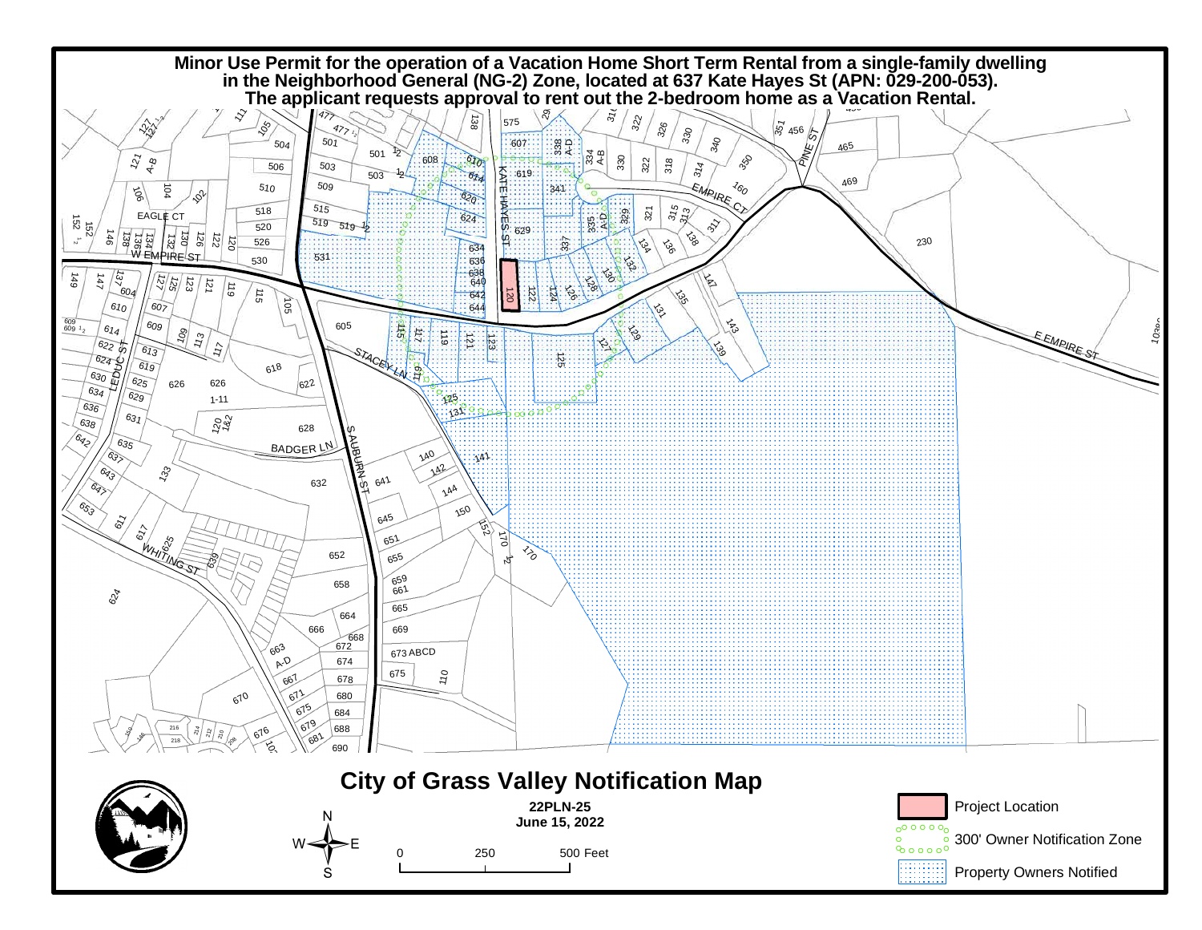**Minor Use Permit for the operation of a Vacation Home Short Term Rental from a single-family dwelling in the Neighborhood General (NG-2) Zone, located at 637 Kate Hayes St (APN: 029-200-053). The applicant requests approval to rent out the 2-bedroom home as a Vacation Rental.**

# City of Grass Valley Notification Map

**22PLN-25**
**June 15, 2022**

0 250 500 Feet

Project Location

300' Owner Notification Zone

Property Owners Notified